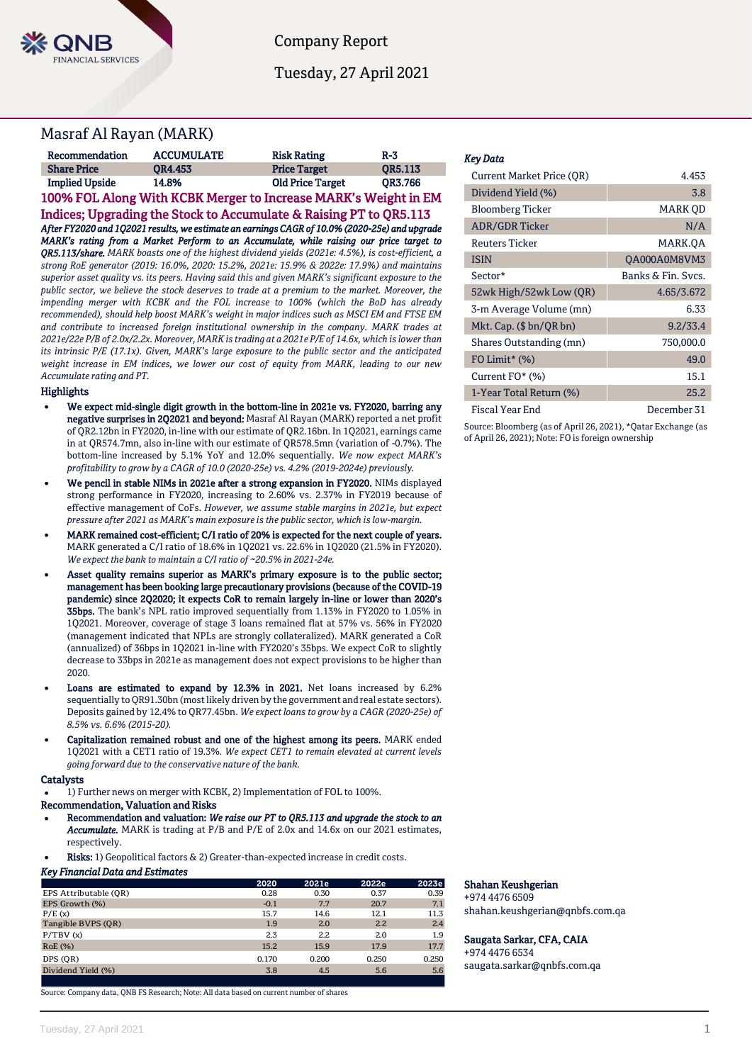Company Report

Tuesday, 27 April 2021

# Masraf Al Rayan (MARK)

| Recommendation | ACCUMULATE | Risk Rating | R-3 |
|---|---|---|---|
| Share Price | QR4.453 | Price Target | QR5.113 |
| Implied Upside | 14.8% | Old Price Target | QR3.766 |

## 100% FOL Along With KCBK Merger to Increase MARK's Weight in EM Indices; Upgrading the Stock to Accumulate & Raising PT to QR5.113

***After FY2020 and 1Q2021 results, we estimate an earnings CAGR of 10.0% (2020-25e) and upgrade MARK's rating from a Market Perform to an Accumulate, while raising our price target to QR5.113/share.*** *MARK boasts one of the highest dividend yields (2021e: 4.5%), is cost-efficient, a strong RoE generator (2019: 16.0%, 2020: 15.2%, 2021e: 15.9% & 2022e: 17.9%) and maintains superior asset quality vs. its peers. Having said this and given MARK's significant exposure to the public sector, we believe the stock deserves to trade at a premium to the market. Moreover, the impending merger with KCBK and the FOL increase to 100% (which the BoD has already recommended), should help boost MARK's weight in major indices such as MSCI EM and FTSE EM and contribute to increased foreign institutional ownership in the company. MARK trades at 2021e/22e P/B of 2.0x/2.2x. Moreover, MARK is trading at a 2021e P/E of 14.6x, which is lower than its intrinsic P/E (17.1x). Given, MARK's large exposure to the public sector and the anticipated weight increase in EM indices, we lower our cost of equity from MARK, leading to our new Accumulate rating and PT.*

### Highlights

- **We expect mid-single digit growth in the bottom-line in 2021e vs. FY2020, barring any negative surprises in 2Q2021 and beyond:** Masraf Al Rayan (MARK) reported a net profit of QR2.12bn in FY2020, in-line with our estimate of QR2.16bn. In 1Q2021, earnings came in at QR574.7mn, also in-line with our estimate of QR578.5mn (variation of -0.7%). The bottom-line increased by 5.1% YoY and 12.0% sequentially. *We now expect MARK's profitability to grow by a CAGR of 10.0 (2020-25e) vs. 4.2% (2019-2024e) previously.*
- **We pencil in stable NIMs in 2021e after a strong expansion in FY2020.** NIMs displayed strong performance in FY2020, increasing to 2.60% vs. 2.37% in FY2019 because of effective management of CoFs. *However, we assume stable margins in 2021e, but expect pressure after 2021 as MARK's main exposure is the public sector, which is low-margin.*
- **MARK remained cost-efficient; C/I ratio of 20% is expected for the next couple of years.** MARK generated a C/I ratio of 18.6% in 1Q2021 vs. 22.6% in 1Q2020 (21.5% in FY2020). *We expect the bank to maintain a C/I ratio of ~20.5% in 2021-24e.*
- **Asset quality remains superior as MARK's primary exposure is to the public sector; management has been booking large precautionary provisions (because of the COVID-19 pandemic) since 2Q2020; it expects CoR to remain largely in-line or lower than 2020's 35bps.** The bank's NPL ratio improved sequentially from 1.13% in FY2020 to 1.05% in 1Q2021. Moreover, coverage of stage 3 loans remained flat at 57% vs. 56% in FY2020 (management indicated that NPLs are strongly collateralized). MARK generated a CoR (annualized) of 36bps in 1Q2021 in-line with FY2020's 35bps. We expect CoR to slightly decrease to 33bps in 2021e as management does not expect provisions to be higher than 2020.
- **Loans are estimated to expand by 12.3% in 2021.** Net loans increased by 6.2% sequentially to QR91.30bn (most likely driven by the government and real estate sectors). Deposits gained by 12.4% to QR77.45bn. *We expect loans to grow by a CAGR (2020-25e) of 8.5% vs. 6.6% (2015-20).*
- **Capitalization remained robust and one of the highest among its peers.** MARK ended 1Q2021 with a CET1 ratio of 19.3%. *We expect CET1 to remain elevated at current levels going forward due to the conservative nature of the bank.*

### Catalysts

- 1) Further news on merger with KCBK, 2) Implementation of FOL to 100%.

### Recommendation, Valuation and Risks

- **Recommendation and valuation:** ***We raise our PT to QR5.113 and upgrade the stock to an Accumulate.*** MARK is trading at P/B and P/E of 2.0x and 14.6x on our 2021 estimates, respectively.
- **Risks:** 1) Geopolitical factors & 2) Greater-than-expected increase in credit costs.

### *Key Financial Data and Estimates*

| | 2020 | 2021e | 2022e | 2023e |
|---|---|---|---|---|
| EPS Attributable (QR) | 0.28 | 0.30 | 0.37 | 0.39 |
| EPS Growth (%) | -0.1 | 7.7 | 20.7 | 7.1 |
| P/E (x) | 15.7 | 14.6 | 12.1 | 11.3 |
| Tangible BVPS (QR) | 1.9 | 2.0 | 2.2 | 2.4 |
| P/TBV (x) | 2.3 | 2.2 | 2.0 | 1.9 |
| RoE (%) | 15.2 | 15.9 | 17.9 | 17.7 |
| DPS (QR) | 0.170 | 0.200 | 0.250 | 0.250 |
| Dividend Yield (%) | 3.8 | 4.5 | 5.6 | 5.6 |

Source: Company data, QNB FS Research; Note: All data based on current number of shares

### *Key Data*

| | |
|---|---|
| Current Market Price (QR) | 4.453 |
| Dividend Yield (%) | 3.8 |
| Bloomberg Ticker | MARK QD |
| ADR/GDR Ticker | N/A |
| Reuters Ticker | MARK.QA |
| ISIN | QA000A0M8VM3 |
| Sector* | Banks & Fin. Svcs. |
| 52wk High/52wk Low (QR) | 4.65/3.672 |
| 3-m Average Volume (mn) | 6.33 |
| Mkt. Cap. ($ bn/QR bn) | 9.2/33.4 |
| Shares Outstanding (mn) | 750,000.0 |
| FO Limit* (%) | 49.0 |
| Current FO* (%) | 15.1 |
| 1-Year Total Return (%) | 25.2 |
| Fiscal Year End | December 31 |

Source: Bloomberg (as of April 26, 2021), *Qatar Exchange (as of April 26, 2021); Note: FO is foreign ownership

**Shahan Keushgerian**
+974 4476 6509
shahan.keushgerian@qnbfs.com.qa

**Saugata Sarkar, CFA, CAIA**
+974 4476 6534
saugata.sarkar@qnbfs.com.qa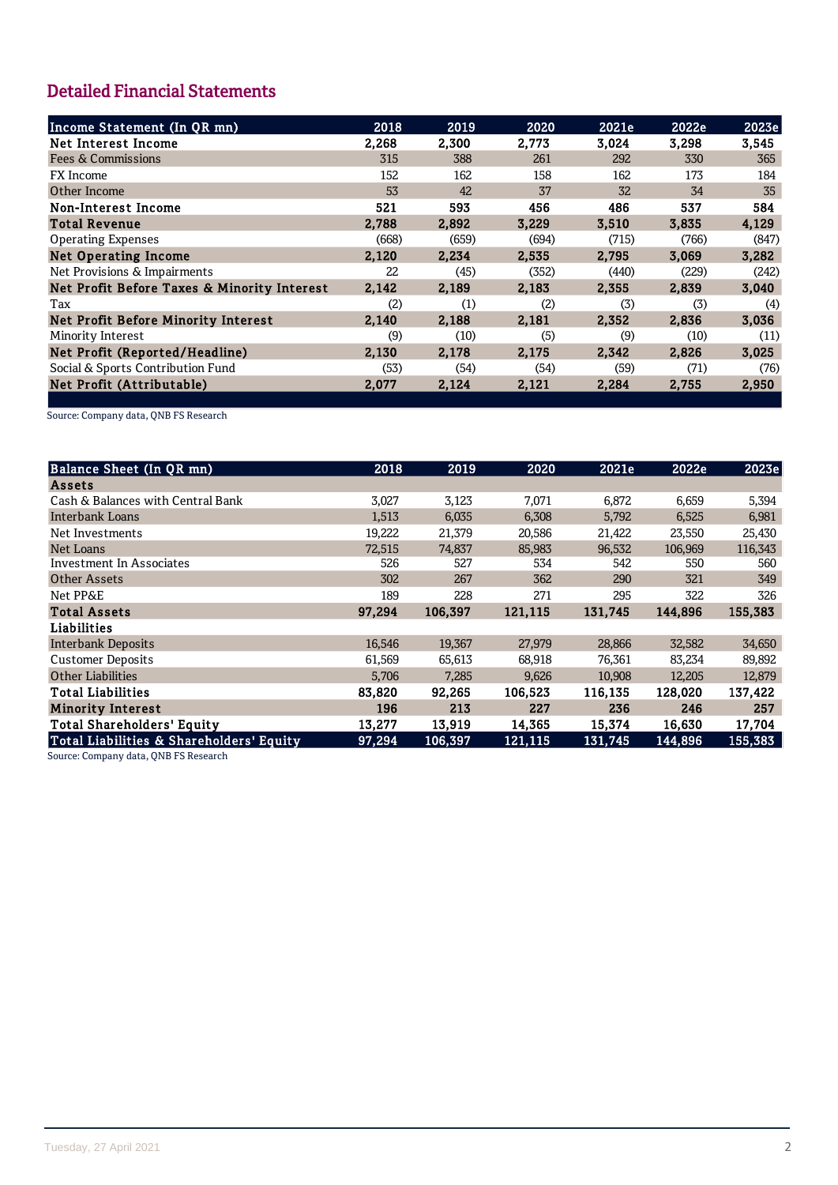## Detailed Financial Statements

| Income Statement (In QR mn) | 2018 | 2019 | 2020 | 2021e | 2022e | 2023e |
|---|---|---|---|---|---|---|
| **Net Interest Income** | **2,268** | **2,300** | **2,773** | **3,024** | **3,298** | **3,545** |
| Fees & Commissions | 315 | 388 | 261 | 292 | 330 | 365 |
| FX Income | 152 | 162 | 158 | 162 | 173 | 184 |
| Other Income | 53 | 42 | 37 | 32 | 34 | 35 |
| **Non-Interest Income** | **521** | **593** | **456** | **486** | **537** | **584** |
| **Total Revenue** | **2,788** | **2,892** | **3,229** | **3,510** | **3,835** | **4,129** |
| Operating Expenses | (668) | (659) | (694) | (715) | (766) | (847) |
| **Net Operating Income** | **2,120** | **2,234** | **2,535** | **2,795** | **3,069** | **3,282** |
| Net Provisions & Impairments | 22 | (45) | (352) | (440) | (229) | (242) |
| **Net Profit Before Taxes & Minority Interest** | **2,142** | **2,189** | **2,183** | **2,355** | **2,839** | **3,040** |
| Tax | (2) | (1) | (2) | (3) | (3) | (4) |
| **Net Profit Before Minority Interest** | **2,140** | **2,188** | **2,181** | **2,352** | **2,836** | **3,036** |
| Minority Interest | (9) | (10) | (5) | (9) | (10) | (11) |
| **Net Profit (Reported/Headline)** | **2,130** | **2,178** | **2,175** | **2,342** | **2,826** | **3,025** |
| Social & Sports Contribution Fund | (53) | (54) | (54) | (59) | (71) | (76) |
| **Net Profit (Attributable)** | **2,077** | **2,124** | **2,121** | **2,284** | **2,755** | **2,950** |

Source: Company data, QNB FS Research

| Balance Sheet (In QR mn) | 2018 | 2019 | 2020 | 2021e | 2022e | 2023e |
|---|---|---|---|---|---|---|
| **Assets** | | | | | | |
| Cash & Balances with Central Bank | 3,027 | 3,123 | 7,071 | 6,872 | 6,659 | 5,394 |
| Interbank Loans | 1,513 | 6,035 | 6,308 | 5,792 | 6,525 | 6,981 |
| Net Investments | 19,222 | 21,379 | 20,586 | 21,422 | 23,550 | 25,430 |
| Net Loans | 72,515 | 74,837 | 85,983 | 96,532 | 106,969 | 116,343 |
| Investment In Associates | 526 | 527 | 534 | 542 | 550 | 560 |
| Other Assets | 302 | 267 | 362 | 290 | 321 | 349 |
| Net PP&E | 189 | 228 | 271 | 295 | 322 | 326 |
| **Total Assets** | **97,294** | **106,397** | **121,115** | **131,745** | **144,896** | **155,383** |
| **Liabilities** | | | | | | |
| Interbank Deposits | 16,546 | 19,367 | 27,979 | 28,866 | 32,582 | 34,650 |
| Customer Deposits | 61,569 | 65,613 | 68,918 | 76,361 | 83,234 | 89,892 |
| Other Liabilities | 5,706 | 7,285 | 9,626 | 10,908 | 12,205 | 12,879 |
| **Total Liabilities** | **83,820** | **92,265** | **106,523** | **116,135** | **128,020** | **137,422** |
| **Minority Interest** | **196** | **213** | **227** | **236** | **246** | **257** |
| **Total Shareholders' Equity** | **13,277** | **13,919** | **14,365** | **15,374** | **16,630** | **17,704** |
| **Total Liabilities & Shareholders' Equity** | **97,294** | **106,397** | **121,115** | **131,745** | **144,896** | **155,383** |

Source: Company data, QNB FS Research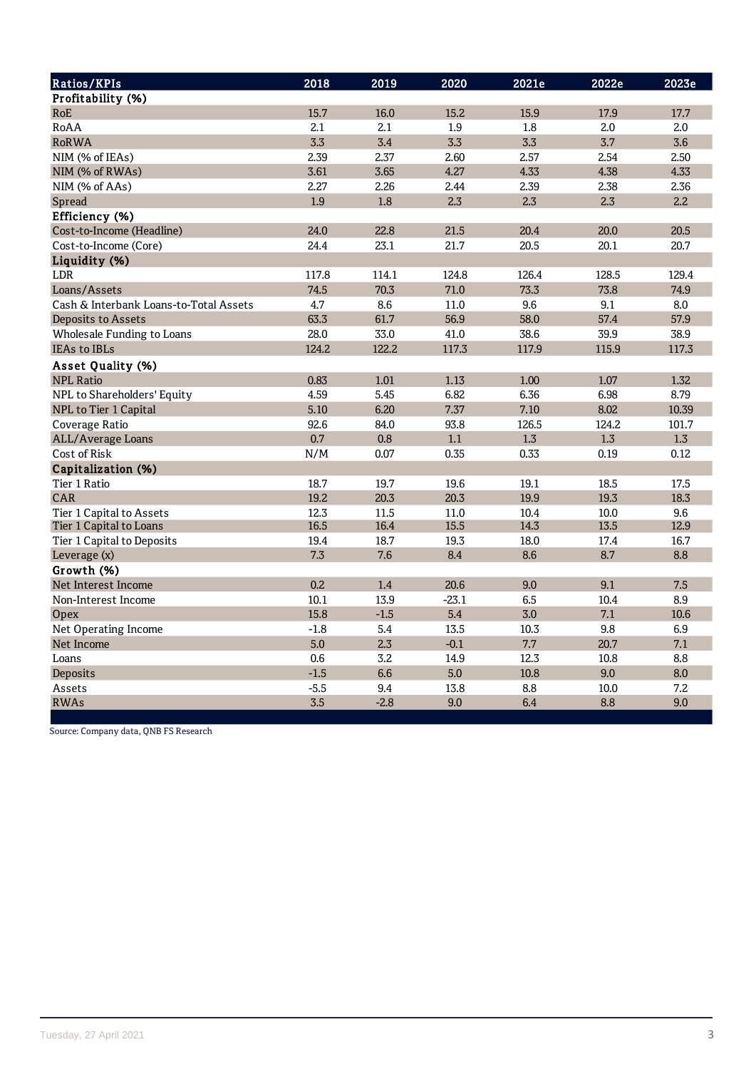| Ratios/KPIs | 2018 | 2019 | 2020 | 2021e | 2022e | 2023e |
|---|---|---|---|---|---|---|
| **Profitability (%)** | | | | | | |
| RoE | 15.7 | 16.0 | 15.2 | 15.9 | 17.9 | 17.7 |
| RoAA | 2.1 | 2.1 | 1.9 | 1.8 | 2.0 | 2.0 |
| RoRWA | 3.3 | 3.4 | 3.3 | 3.3 | 3.7 | 3.6 |
| NIM (% of IEAs) | 2.39 | 2.37 | 2.60 | 2.57 | 2.54 | 2.50 |
| NIM (% of RWAs) | 3.61 | 3.65 | 4.27 | 4.33 | 4.38 | 4.33 |
| NIM (% of AAs) | 2.27 | 2.26 | 2.44 | 2.39 | 2.38 | 2.36 |
| Spread | 1.9 | 1.8 | 2.3 | 2.3 | 2.3 | 2.2 |
| **Efficiency (%)** | | | | | | |
| Cost-to-Income (Headline) | 24.0 | 22.8 | 21.5 | 20.4 | 20.0 | 20.5 |
| Cost-to-Income (Core) | 24.4 | 23.1 | 21.7 | 20.5 | 20.1 | 20.7 |
| **Liquidity (%)** | | | | | | |
| LDR | 117.8 | 114.1 | 124.8 | 126.4 | 128.5 | 129.4 |
| Loans/Assets | 74.5 | 70.3 | 71.0 | 73.3 | 73.8 | 74.9 |
| Cash & Interbank Loans-to-Total Assets | 4.7 | 8.6 | 11.0 | 9.6 | 9.1 | 8.0 |
| Deposits to Assets | 63.3 | 61.7 | 56.9 | 58.0 | 57.4 | 57.9 |
| Wholesale Funding to Loans | 28.0 | 33.0 | 41.0 | 38.6 | 39.9 | 38.9 |
| IEAs to IBLs | 124.2 | 122.2 | 117.3 | 117.9 | 115.9 | 117.3 |
| **Asset Quality (%)** | | | | | | |
| NPL Ratio | 0.83 | 1.01 | 1.13 | 1.00 | 1.07 | 1.32 |
| NPL to Shareholders' Equity | 4.59 | 5.45 | 6.82 | 6.36 | 6.98 | 8.79 |
| NPL to Tier 1 Capital | 5.10 | 6.20 | 7.37 | 7.10 | 8.02 | 10.39 |
| Coverage Ratio | 92.6 | 84.0 | 93.8 | 126.5 | 124.2 | 101.7 |
| ALL/Average Loans | 0.7 | 0.8 | 1.1 | 1.3 | 1.3 | 1.3 |
| Cost of Risk | N/M | 0.07 | 0.35 | 0.33 | 0.19 | 0.12 |
| **Capitalization (%)** | | | | | | |
| Tier 1 Ratio | 18.7 | 19.7 | 19.6 | 19.1 | 18.5 | 17.5 |
| CAR | 19.2 | 20.3 | 20.3 | 19.9 | 19.3 | 18.3 |
| Tier 1 Capital to Assets | 12.3 | 11.5 | 11.0 | 10.4 | 10.0 | 9.6 |
| Tier 1 Capital to Loans | 16.5 | 16.4 | 15.5 | 14.3 | 13.5 | 12.9 |
| Tier 1 Capital to Deposits | 19.4 | 18.7 | 19.3 | 18.0 | 17.4 | 16.7 |
| Leverage (x) | 7.3 | 7.6 | 8.4 | 8.6 | 8.7 | 8.8 |
| **Growth (%)** | | | | | | |
| Net Interest Income | 0.2 | 1.4 | 20.6 | 9.0 | 9.1 | 7.5 |
| Non-Interest Income | 10.1 | 13.9 | -23.1 | 6.5 | 10.4 | 8.9 |
| Opex | 15.8 | -1.5 | 5.4 | 3.0 | 7.1 | 10.6 |
| Net Operating Income | -1.8 | 5.4 | 13.5 | 10.3 | 9.8 | 6.9 |
| Net Income | 5.0 | 2.3 | -0.1 | 7.7 | 20.7 | 7.1 |
| Loans | 0.6 | 3.2 | 14.9 | 12.3 | 10.8 | 8.8 |
| Deposits | -1.5 | 6.6 | 5.0 | 10.8 | 9.0 | 8.0 |
| Assets | -5.5 | 9.4 | 13.8 | 8.8 | 10.0 | 7.2 |
| RWAs | 3.5 | -2.8 | 9.0 | 6.4 | 8.8 | 9.0 |

Source: Company data, QNB FS Research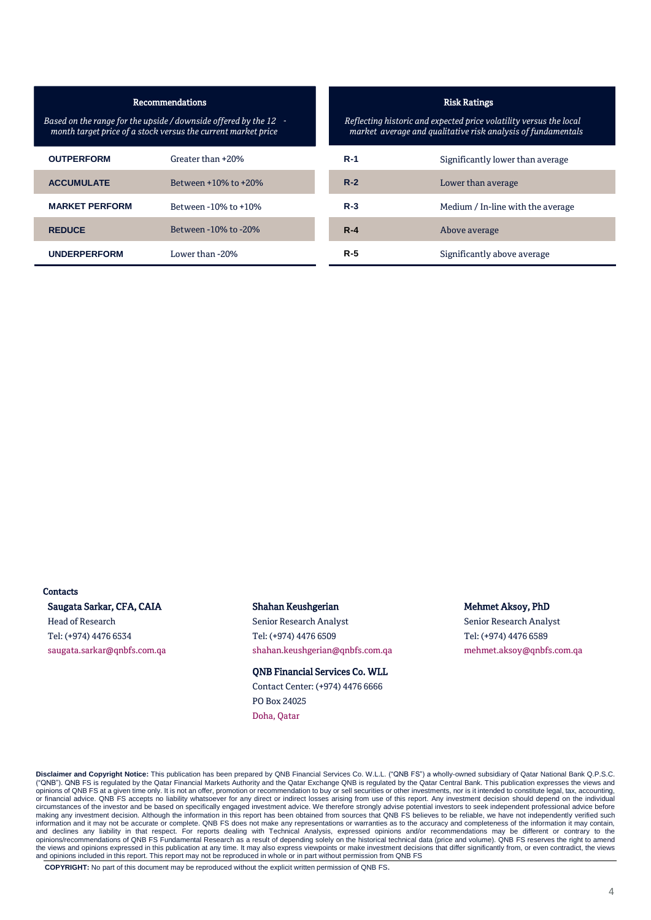| Recommendations | |
|---|---|
| *Based on the range for the upside / downside offered by the 12 - month target price of a stock versus the current market price* | |
| **OUTPERFORM** | Greater than +20% |
| **ACCUMULATE** | Between +10% to +20% |
| **MARKET PERFORM** | Between -10% to +10% |
| **REDUCE** | Between -10% to -20% |
| **UNDERPERFORM** | Lower than -20% |

| Risk Ratings | |
|---|---|
| *Reflecting historic and expected price volatility versus the local market average and qualitative risk analysis of fundamentals* | |
| **R-1** | Significantly lower than average |
| **R-2** | Lower than average |
| **R-3** | Medium / In-line with the average |
| **R-4** | Above average |
| **R-5** | Significantly above average |

**Contacts**

**Saugata Sarkar, CFA, CAIA**
Head of Research
Tel: (+974) 4476 6534
saugata.sarkar@qnbfs.com.qa

**Shahan Keushgerian**
Senior Research Analyst
Tel: (+974) 4476 6509
shahan.keushgerian@qnbfs.com.qa

**Mehmet Aksoy, PhD**
Senior Research Analyst
Tel: (+974) 4476 6589
mehmet.aksoy@qnbfs.com.qa

**QNB Financial Services Co. WLL**
Contact Center: (+974) 4476 6666
PO Box 24025
Doha, Qatar

**Disclaimer and Copyright Notice:** This publication has been prepared by QNB Financial Services Co. W.L.L. ("QNB FS") a wholly-owned subsidiary of Qatar National Bank Q.P.S.C. ("QNB"). QNB FS is regulated by the Qatar Financial Markets Authority and the Qatar Exchange QNB is regulated by the Qatar Central Bank. This publication expresses the views and opinions of QNB FS at a given time only. It is not an offer, promotion or recommendation to buy or sell securities or other investments, nor is it intended to constitute legal, tax, accounting, or financial advice. QNB FS accepts no liability whatsoever for any direct or indirect losses arising from use of this report. Any investment decision should depend on the individual circumstances of the investor and be based on specifically engaged investment advice. We therefore strongly advise potential investors to seek independent professional advice before making any investment decision. Although the information in this report has been obtained from sources that QNB FS believes to be reliable, we have not independently verified such information and it may not be accurate or complete. QNB FS does not make any representations or warranties as to the accuracy and completeness of the information it may contain, and declines any liability in that respect. For reports dealing with Technical Analysis, expressed opinions and/or recommendations may be different or contrary to the opinions/recommendations of QNB FS Fundamental Research as a result of depending solely on the historical technical data (price and volume). QNB FS reserves the right to amend the views and opinions expressed in this publication at any time. It may also express viewpoints or make investment decisions that differ significantly from, or even contradict, the views and opinions included in this report. This report may not be reproduced in whole or in part without permission from QNB FS

**COPYRIGHT:** No part of this document may be reproduced without the explicit written permission of QNB FS.